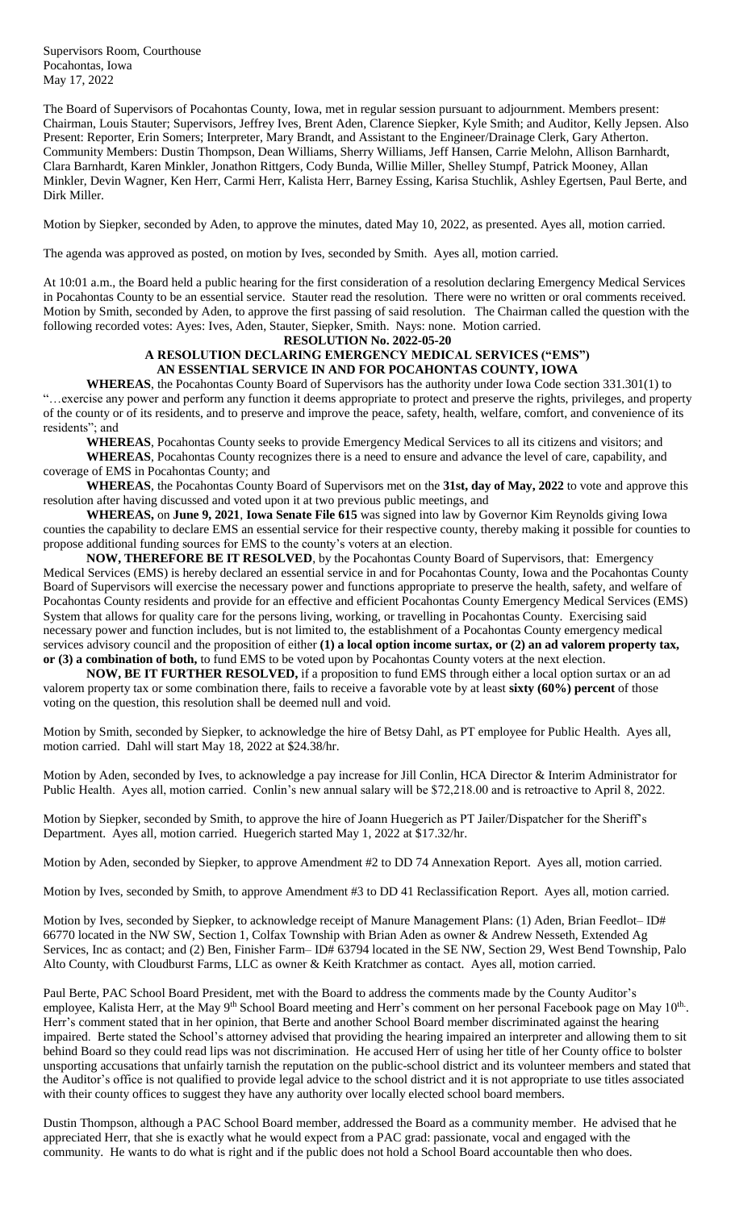Supervisors Room, Courthouse
Pocahontas, Iowa
May 17, 2022

The Board of Supervisors of Pocahontas County, Iowa, met in regular session pursuant to adjournment. Members present: Chairman, Louis Stauter; Supervisors, Jeffrey Ives, Brent Aden, Clarence Siepker, Kyle Smith; and Auditor, Kelly Jepsen. Also Present: Reporter, Erin Somers; Interpreter, Mary Brandt, and Assistant to the Engineer/Drainage Clerk, Gary Atherton. Community Members: Dustin Thompson, Dean Williams, Sherry Williams, Jeff Hansen, Carrie Melohn, Allison Barnhardt, Clara Barnhardt, Karen Minkler, Jonathon Rittgers, Cody Bunda, Willie Miller, Shelley Stumpf, Patrick Mooney, Allan Minkler, Devin Wagner, Ken Herr, Carmi Herr, Kalista Herr, Barney Essing, Karisa Stuchlik, Ashley Egertsen, Paul Berte, and Dirk Miller.

Motion by Siepker, seconded by Aden, to approve the minutes, dated May 10, 2022, as presented. Ayes all, motion carried.

The agenda was approved as posted, on motion by Ives, seconded by Smith. Ayes all, motion carried.

At 10:01 a.m., the Board held a public hearing for the first consideration of a resolution declaring Emergency Medical Services in Pocahontas County to be an essential service. Stauter read the resolution. There were no written or oral comments received. Motion by Smith, seconded by Aden, to approve the first passing of said resolution. The Chairman called the question with the following recorded votes: Ayes: Ives, Aden, Stauter, Siepker, Smith. Nays: none. Motion carried.

**RESOLUTION No. 2022-05-20**

**A RESOLUTION DECLARING EMERGENCY MEDICAL SERVICES ("EMS") AN ESSENTIAL SERVICE IN AND FOR POCAHONTAS COUNTY, IOWA**

**WHEREAS**, the Pocahontas County Board of Supervisors has the authority under Iowa Code section 331.301(1) to "…exercise any power and perform any function it deems appropriate to protect and preserve the rights, privileges, and property of the county or of its residents, and to preserve and improve the peace, safety, health, welfare, comfort, and convenience of its residents"; and

**WHEREAS**, Pocahontas County seeks to provide Emergency Medical Services to all its citizens and visitors; and

**WHEREAS**, Pocahontas County recognizes there is a need to ensure and advance the level of care, capability, and coverage of EMS in Pocahontas County; and

**WHEREAS**, the Pocahontas County Board of Supervisors met on the **31st, day of May, 2022** to vote and approve this resolution after having discussed and voted upon it at two previous public meetings, and

**WHEREAS,** on **June 9, 2021**, **Iowa Senate File 615** was signed into law by Governor Kim Reynolds giving Iowa counties the capability to declare EMS an essential service for their respective county, thereby making it possible for counties to propose additional funding sources for EMS to the county's voters at an election.

**NOW, THEREFORE BE IT RESOLVED**, by the Pocahontas County Board of Supervisors, that: Emergency Medical Services (EMS) is hereby declared an essential service in and for Pocahontas County, Iowa and the Pocahontas County Board of Supervisors will exercise the necessary power and functions appropriate to preserve the health, safety, and welfare of Pocahontas County residents and provide for an effective and efficient Pocahontas County Emergency Medical Services (EMS) System that allows for quality care for the persons living, working, or travelling in Pocahontas County. Exercising said necessary power and function includes, but is not limited to, the establishment of a Pocahontas County emergency medical services advisory council and the proposition of either **(1) a local option income surtax, or (2) an ad valorem property tax, or (3) a combination of both,** to fund EMS to be voted upon by Pocahontas County voters at the next election.

**NOW, BE IT FURTHER RESOLVED,** if a proposition to fund EMS through either a local option surtax or an ad valorem property tax or some combination there, fails to receive a favorable vote by at least **sixty (60%) percent** of those voting on the question, this resolution shall be deemed null and void.

Motion by Smith, seconded by Siepker, to acknowledge the hire of Betsy Dahl, as PT employee for Public Health. Ayes all, motion carried. Dahl will start May 18, 2022 at $24.38/hr.

Motion by Aden, seconded by Ives, to acknowledge a pay increase for Jill Conlin, HCA Director & Interim Administrator for Public Health. Ayes all, motion carried. Conlin's new annual salary will be $72,218.00 and is retroactive to April 8, 2022.

Motion by Siepker, seconded by Smith, to approve the hire of Joann Huegerich as PT Jailer/Dispatcher for the Sheriff's Department. Ayes all, motion carried. Huegerich started May 1, 2022 at $17.32/hr.

Motion by Aden, seconded by Siepker, to approve Amendment #2 to DD 74 Annexation Report. Ayes all, motion carried.

Motion by Ives, seconded by Smith, to approve Amendment #3 to DD 41 Reclassification Report. Ayes all, motion carried.

Motion by Ives, seconded by Siepker, to acknowledge receipt of Manure Management Plans: (1) Aden, Brian Feedlot– ID# 66770 located in the NW SW, Section 1, Colfax Township with Brian Aden as owner & Andrew Nesseth, Extended Ag Services, Inc as contact; and (2) Ben, Finisher Farm– ID# 63794 located in the SE NW, Section 29, West Bend Township, Palo Alto County, with Cloudburst Farms, LLC as owner & Keith Kratchmer as contact. Ayes all, motion carried.

Paul Berte, PAC School Board President, met with the Board to address the comments made by the County Auditor's employee, Kalista Herr, at the May 9th School Board meeting and Herr's comment on her personal Facebook page on May 10th. Herr's comment stated that in her opinion, that Berte and another School Board member discriminated against the hearing impaired. Berte stated the School's attorney advised that providing the hearing impaired an interpreter and allowing them to sit behind Board so they could read lips was not discrimination. He accused Herr of using her title of her County office to bolster unsporting accusations that unfairly tarnish the reputation on the public-school district and its volunteer members and stated that the Auditor's office is not qualified to provide legal advice to the school district and it is not appropriate to use titles associated with their county offices to suggest they have any authority over locally elected school board members.

Dustin Thompson, although a PAC School Board member, addressed the Board as a community member. He advised that he appreciated Herr, that she is exactly what he would expect from a PAC grad: passionate, vocal and engaged with the community. He wants to do what is right and if the public does not hold a School Board accountable then who does.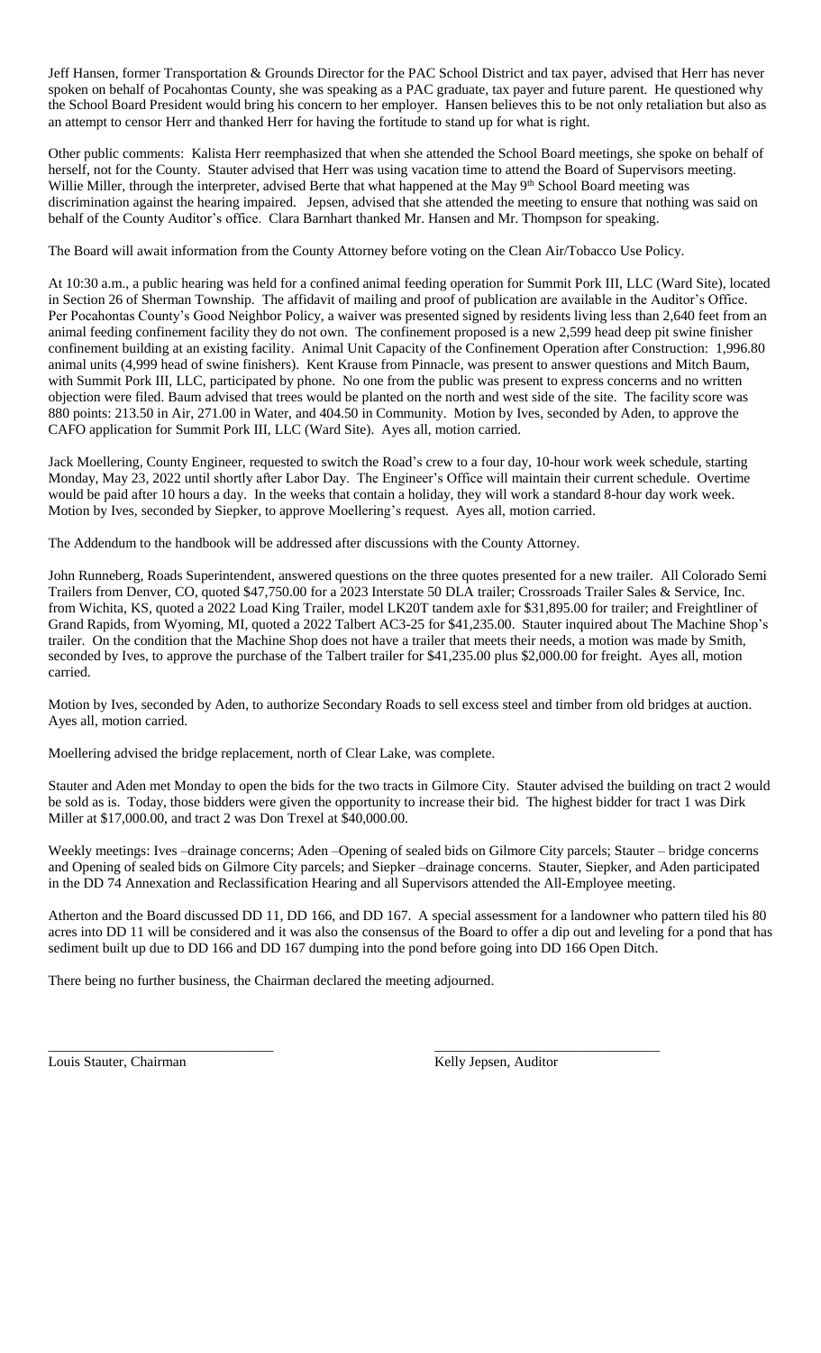Jeff Hansen, former Transportation & Grounds Director for the PAC School District and tax payer, advised that Herr has never spoken on behalf of Pocahontas County, she was speaking as a PAC graduate, tax payer and future parent. He questioned why the School Board President would bring his concern to her employer. Hansen believes this to be not only retaliation but also as an attempt to censor Herr and thanked Herr for having the fortitude to stand up for what is right.

Other public comments: Kalista Herr reemphasized that when she attended the School Board meetings, she spoke on behalf of herself, not for the County. Stauter advised that Herr was using vacation time to attend the Board of Supervisors meeting. Willie Miller, through the interpreter, advised Berte that what happened at the May 9th School Board meeting was discrimination against the hearing impaired. Jepsen, advised that she attended the meeting to ensure that nothing was said on behalf of the County Auditor's office. Clara Barnhart thanked Mr. Hansen and Mr. Thompson for speaking.

The Board will await information from the County Attorney before voting on the Clean Air/Tobacco Use Policy.

At 10:30 a.m., a public hearing was held for a confined animal feeding operation for Summit Pork III, LLC (Ward Site), located in Section 26 of Sherman Township. The affidavit of mailing and proof of publication are available in the Auditor's Office. Per Pocahontas County's Good Neighbor Policy, a waiver was presented signed by residents living less than 2,640 feet from an animal feeding confinement facility they do not own. The confinement proposed is a new 2,599 head deep pit swine finisher confinement building at an existing facility. Animal Unit Capacity of the Confinement Operation after Construction: 1,996.80 animal units (4,999 head of swine finishers). Kent Krause from Pinnacle, was present to answer questions and Mitch Baum, with Summit Pork III, LLC, participated by phone. No one from the public was present to express concerns and no written objection were filed. Baum advised that trees would be planted on the north and west side of the site. The facility score was 880 points: 213.50 in Air, 271.00 in Water, and 404.50 in Community. Motion by Ives, seconded by Aden, to approve the CAFO application for Summit Pork III, LLC (Ward Site). Ayes all, motion carried.

Jack Moellering, County Engineer, requested to switch the Road's crew to a four day, 10-hour work week schedule, starting Monday, May 23, 2022 until shortly after Labor Day. The Engineer's Office will maintain their current schedule. Overtime would be paid after 10 hours a day. In the weeks that contain a holiday, they will work a standard 8-hour day work week. Motion by Ives, seconded by Siepker, to approve Moellering's request. Ayes all, motion carried.

The Addendum to the handbook will be addressed after discussions with the County Attorney.

John Runneberg, Roads Superintendent, answered questions on the three quotes presented for a new trailer. All Colorado Semi Trailers from Denver, CO, quoted $47,750.00 for a 2023 Interstate 50 DLA trailer; Crossroads Trailer Sales & Service, Inc. from Wichita, KS, quoted a 2022 Load King Trailer, model LK20T tandem axle for $31,895.00 for trailer; and Freightliner of Grand Rapids, from Wyoming, MI, quoted a 2022 Talbert AC3-25 for $41,235.00. Stauter inquired about The Machine Shop's trailer. On the condition that the Machine Shop does not have a trailer that meets their needs, a motion was made by Smith, seconded by Ives, to approve the purchase of the Talbert trailer for $41,235.00 plus $2,000.00 for freight. Ayes all, motion carried.

Motion by Ives, seconded by Aden, to authorize Secondary Roads to sell excess steel and timber from old bridges at auction. Ayes all, motion carried.

Moellering advised the bridge replacement, north of Clear Lake, was complete.

Stauter and Aden met Monday to open the bids for the two tracts in Gilmore City. Stauter advised the building on tract 2 would be sold as is. Today, those bidders were given the opportunity to increase their bid. The highest bidder for tract 1 was Dirk Miller at $17,000.00, and tract 2 was Don Trexel at $40,000.00.

Weekly meetings: Ives –drainage concerns; Aden –Opening of sealed bids on Gilmore City parcels; Stauter – bridge concerns and Opening of sealed bids on Gilmore City parcels; and Siepker –drainage concerns. Stauter, Siepker, and Aden participated in the DD 74 Annexation and Reclassification Hearing and all Supervisors attended the All-Employee meeting.

Atherton and the Board discussed DD 11, DD 166, and DD 167. A special assessment for a landowner who pattern tiled his 80 acres into DD 11 will be considered and it was also the consensus of the Board to offer a dip out and leveling for a pond that has sediment built up due to DD 166 and DD 167 dumping into the pond before going into DD 166 Open Ditch.

There being no further business, the Chairman declared the meeting adjourned.

\_\_\_\_\_\_\_\_\_\_\_\_\_\_\_\_\_\_\_\_\_\_\_\_\_\_\_\_\_\_\_\_ \_\_\_\_\_\_\_\_\_\_\_\_\_\_\_\_\_\_\_\_\_\_\_\_\_\_\_\_\_\_\_\_

Louis Stauter, Chairman Kelly Jepsen, Auditor